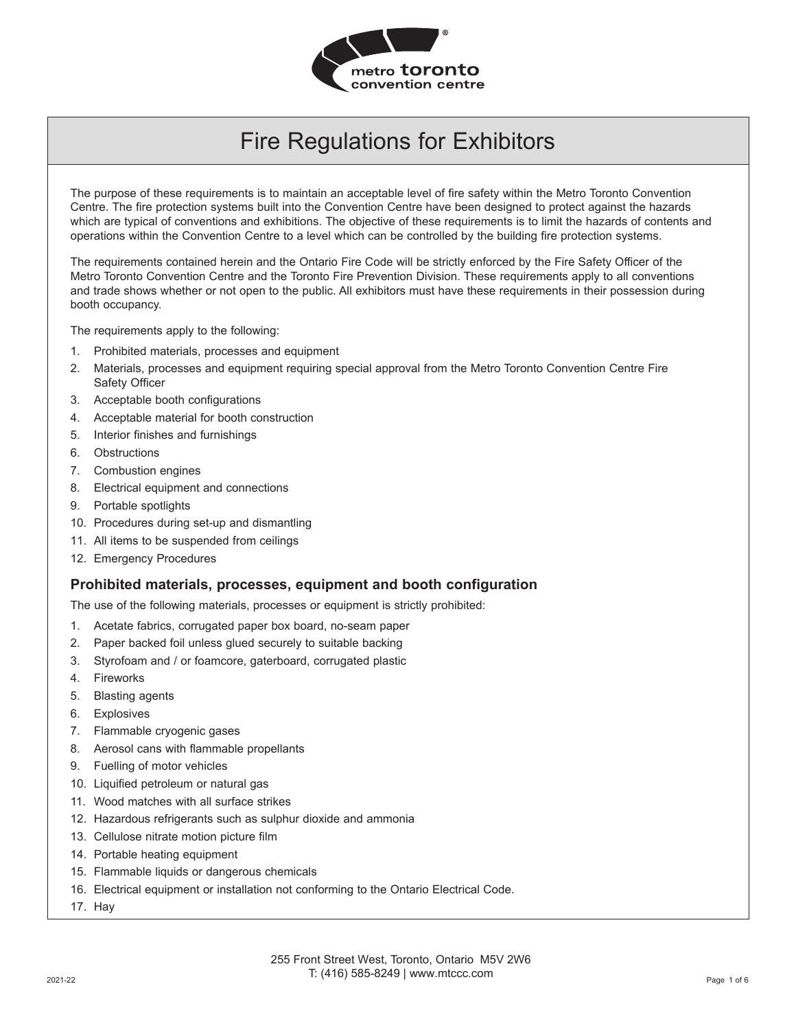# Fire Regulations for Exhibitors

The purpose of these requirements is to maintain an acceptable level of fire safety within the Metro Toronto Convention Centre. The fire protection systems built into the Convention Centre have been designed to protect against the hazards which are typical of conventions and exhibitions. The objective of these requirements is to limit the hazards of contents and operations within the Convention Centre to a level which can be controlled by the building fire protection systems.

The requirements contained herein and the Ontario Fire Code will be strictly enforced by the Fire Safety Officer of the Metro Toronto Convention Centre and the Toronto Fire Prevention Division. These requirements apply to all conventions and trade shows whether or not open to the public. All exhibitors must have these requirements in their possession during booth occupancy.

The requirements apply to the following:

1. Prohibited materials, processes and equipment
2. Materials, processes and equipment requiring special approval from the Metro Toronto Convention Centre Fire Safety Officer
3. Acceptable booth configurations
4. Acceptable material for booth construction
5. Interior finishes and furnishings
6. Obstructions
7. Combustion engines
8. Electrical equipment and connections
9. Portable spotlights
10. Procedures during set-up and dismantling
11. All items to be suspended from ceilings
12. Emergency Procedures

### Prohibited materials, processes, equipment and booth configuration

The use of the following materials, processes or equipment is strictly prohibited:

1. Acetate fabrics, corrugated paper box board, no-seam paper
2. Paper backed foil unless glued securely to suitable backing
3. Styrofoam and / or foamcore, gaterboard, corrugated plastic
4. Fireworks
5. Blasting agents
6. Explosives
7. Flammable cryogenic gases
8. Aerosol cans with flammable propellants
9. Fuelling of motor vehicles
10. Liquified petroleum or natural gas
11. Wood matches with all surface strikes
12. Hazardous refrigerants such as sulphur dioxide and ammonia
13. Cellulose nitrate motion picture film
14. Portable heating equipment
15. Flammable liquids or dangerous chemicals
16. Electrical equipment or installation not conforming to the Ontario Electrical Code.
17. Hay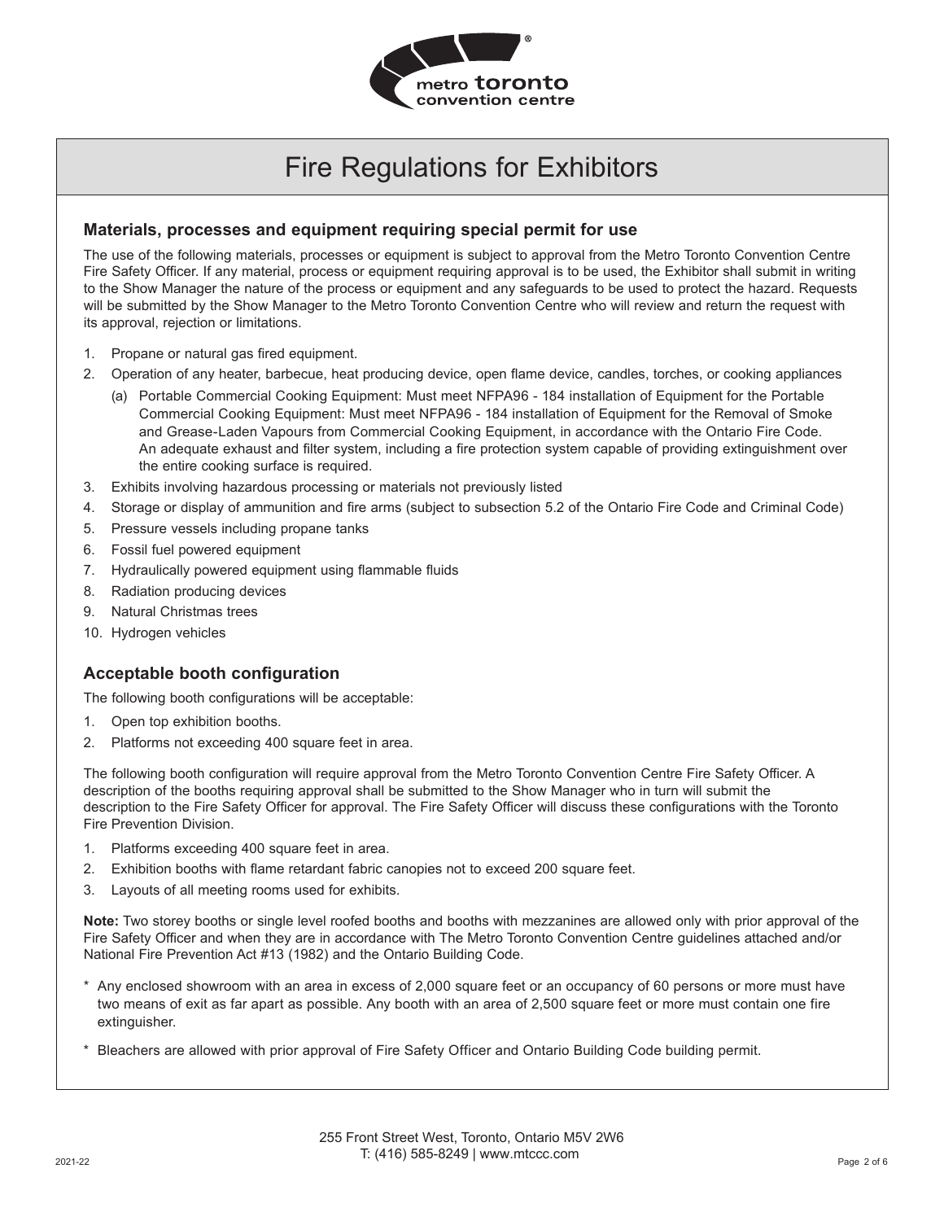# Fire Regulations for Exhibitors

## Materials, processes and equipment requiring special permit for use

The use of the following materials, processes or equipment is subject to approval from the Metro Toronto Convention Centre Fire Safety Officer. If any material, process or equipment requiring approval is to be used, the Exhibitor shall submit in writing to the Show Manager the nature of the process or equipment and any safeguards to be used to protect the hazard. Requests will be submitted by the Show Manager to the Metro Toronto Convention Centre who will review and return the request with its approval, rejection or limitations.

1. Propane or natural gas fired equipment.
2. Operation of any heater, barbecue, heat producing device, open flame device, candles, torches, or cooking appliances
   (a) Portable Commercial Cooking Equipment: Must meet NFPA96 - 184 installation of Equipment for the Portable Commercial Cooking Equipment: Must meet NFPA96 - 184 installation of Equipment for the Removal of Smoke and Grease-Laden Vapours from Commercial Cooking Equipment, in accordance with the Ontario Fire Code. An adequate exhaust and filter system, including a fire protection system capable of providing extinguishment over the entire cooking surface is required.
3. Exhibits involving hazardous processing or materials not previously listed
4. Storage or display of ammunition and fire arms (subject to subsection 5.2 of the Ontario Fire Code and Criminal Code)
5. Pressure vessels including propane tanks
6. Fossil fuel powered equipment
7. Hydraulically powered equipment using flammable fluids
8. Radiation producing devices
9. Natural Christmas trees
10. Hydrogen vehicles

## Acceptable booth configuration

The following booth configurations will be acceptable:

1. Open top exhibition booths.
2. Platforms not exceeding 400 square feet in area.

The following booth configuration will require approval from the Metro Toronto Convention Centre Fire Safety Officer. A description of the booths requiring approval shall be submitted to the Show Manager who in turn will submit the description to the Fire Safety Officer for approval. The Fire Safety Officer will discuss these configurations with the Toronto Fire Prevention Division.

1. Platforms exceeding 400 square feet in area.
2. Exhibition booths with flame retardant fabric canopies not to exceed 200 square feet.
3. Layouts of all meeting rooms used for exhibits.

**Note:** Two storey booths or single level roofed booths and booths with mezzanines are allowed only with prior approval of the Fire Safety Officer and when they are in accordance with The Metro Toronto Convention Centre guidelines attached and/or National Fire Prevention Act #13 (1982) and the Ontario Building Code.

\* Any enclosed showroom with an area in excess of 2,000 square feet or an occupancy of 60 persons or more must have two means of exit as far apart as possible. Any booth with an area of 2,500 square feet or more must contain one fire extinguisher.

\* Bleachers are allowed with prior approval of Fire Safety Officer and Ontario Building Code building permit.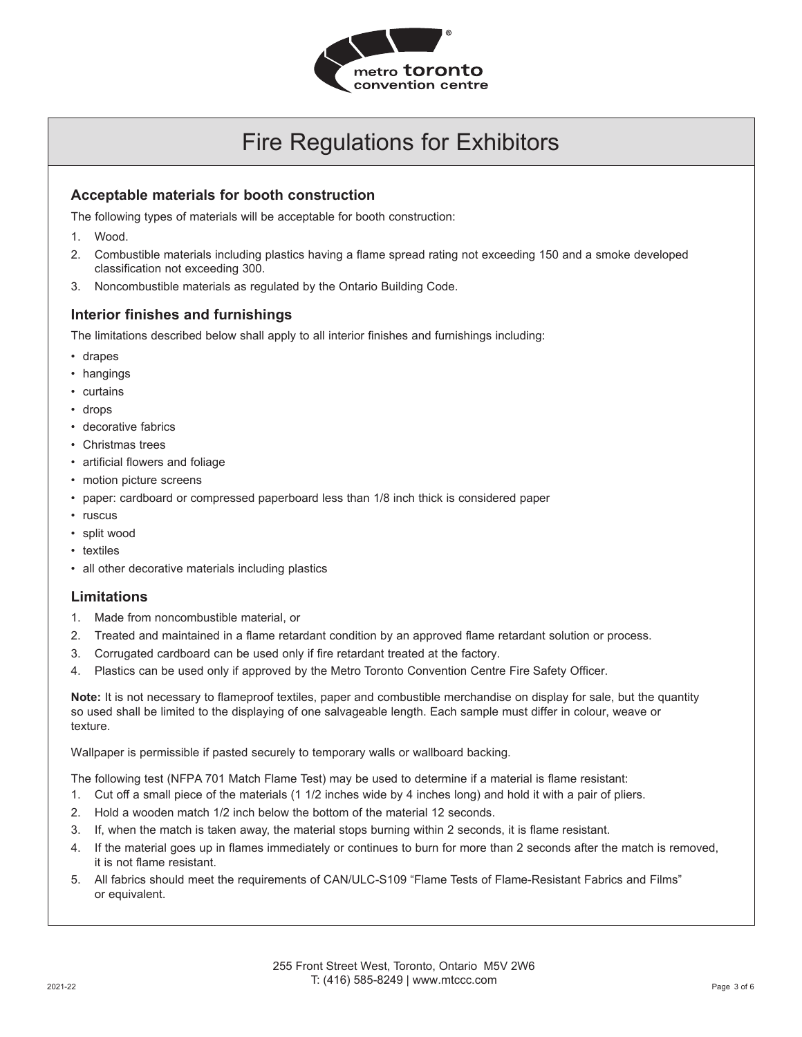# Fire Regulations for Exhibitors

## Acceptable materials for booth construction

The following types of materials will be acceptable for booth construction:

1. Wood.
2. Combustible materials including plastics having a flame spread rating not exceeding 150 and a smoke developed classification not exceeding 300.
3. Noncombustible materials as regulated by the Ontario Building Code.

## Interior finishes and furnishings

The limitations described below shall apply to all interior finishes and furnishings including:

- drapes
- hangings
- curtains
- drops
- decorative fabrics
- Christmas trees
- artificial flowers and foliage
- motion picture screens
- paper: cardboard or compressed paperboard less than 1/8 inch thick is considered paper
- ruscus
- split wood
- textiles
- all other decorative materials including plastics

## Limitations

1. Made from noncombustible material, or
2. Treated and maintained in a flame retardant condition by an approved flame retardant solution or process.
3. Corrugated cardboard can be used only if fire retardant treated at the factory.
4. Plastics can be used only if approved by the Metro Toronto Convention Centre Fire Safety Officer.

**Note:** It is not necessary to flameproof textiles, paper and combustible merchandise on display for sale, but the quantity so used shall be limited to the displaying of one salvageable length. Each sample must differ in colour, weave or texture.

Wallpaper is permissible if pasted securely to temporary walls or wallboard backing.

The following test (NFPA 701 Match Flame Test) may be used to determine if a material is flame resistant:

1. Cut off a small piece of the materials (1 1/2 inches wide by 4 inches long) and hold it with a pair of pliers.
2. Hold a wooden match 1/2 inch below the bottom of the material 12 seconds.
3. If, when the match is taken away, the material stops burning within 2 seconds, it is flame resistant.
4. If the material goes up in flames immediately or continues to burn for more than 2 seconds after the match is removed, it is not flame resistant.
5. All fabrics should meet the requirements of CAN/ULC-S109 "Flame Tests of Flame-Resistant Fabrics and Films" or equivalent.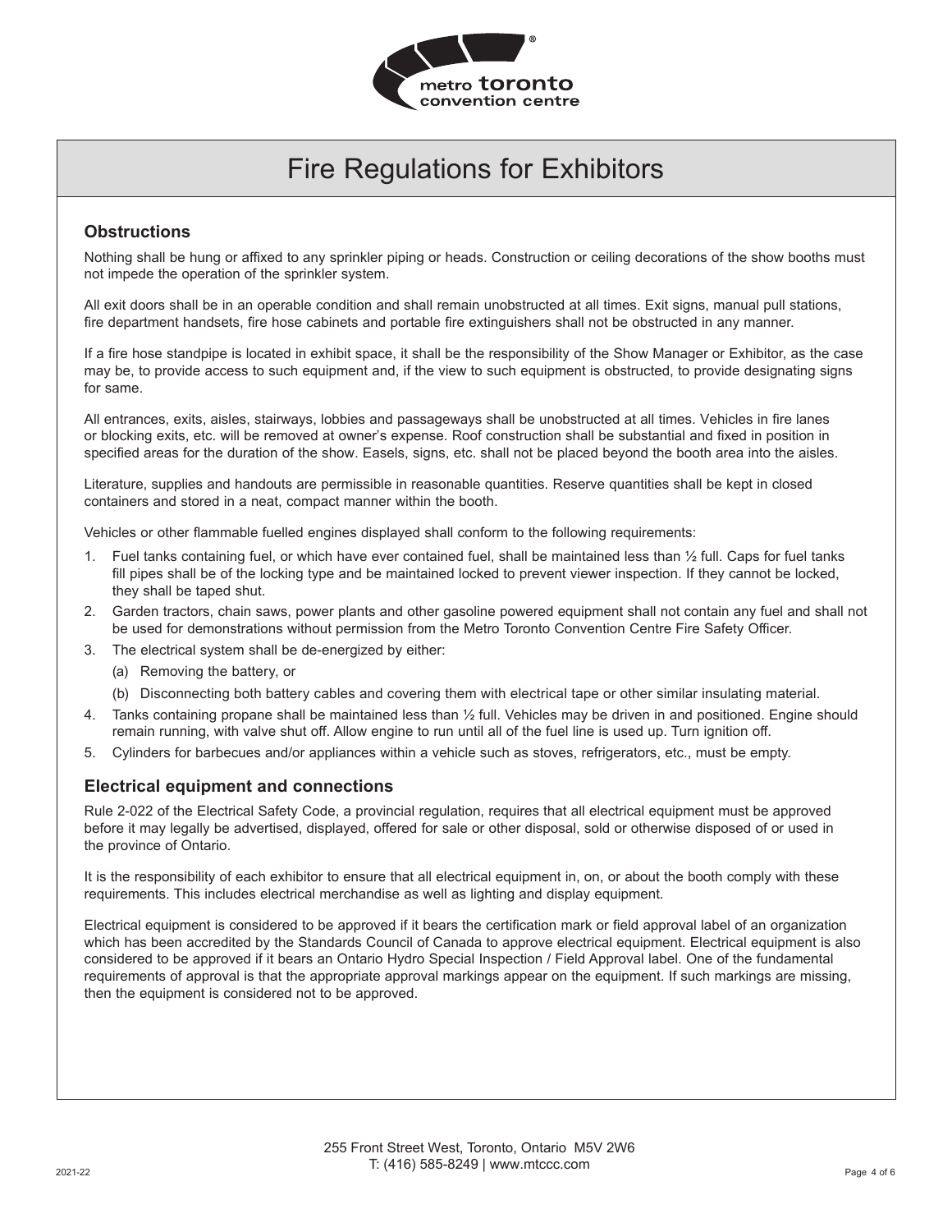# Fire Regulations for Exhibitors

## Obstructions

Nothing shall be hung or affixed to any sprinkler piping or heads. Construction or ceiling decorations of the show booths must not impede the operation of the sprinkler system.

All exit doors shall be in an operable condition and shall remain unobstructed at all times. Exit signs, manual pull stations, fire department handsets, fire hose cabinets and portable fire extinguishers shall not be obstructed in any manner.

If a fire hose standpipe is located in exhibit space, it shall be the responsibility of the Show Manager or Exhibitor, as the case may be, to provide access to such equipment and, if the view to such equipment is obstructed, to provide designating signs for same.

All entrances, exits, aisles, stairways, lobbies and passageways shall be unobstructed at all times. Vehicles in fire lanes or blocking exits, etc. will be removed at owner's expense. Roof construction shall be substantial and fixed in position in specified areas for the duration of the show. Easels, signs, etc. shall not be placed beyond the booth area into the aisles.

Literature, supplies and handouts are permissible in reasonable quantities. Reserve quantities shall be kept in closed containers and stored in a neat, compact manner within the booth.

Vehicles or other flammable fuelled engines displayed shall conform to the following requirements:

1. Fuel tanks containing fuel, or which have ever contained fuel, shall be maintained less than ½ full. Caps for fuel tanks fill pipes shall be of the locking type and be maintained locked to prevent viewer inspection. If they cannot be locked, they shall be taped shut.
2. Garden tractors, chain saws, power plants and other gasoline powered equipment shall not contain any fuel and shall not be used for demonstrations without permission from the Metro Toronto Convention Centre Fire Safety Officer.
3. The electrical system shall be de-energized by either:
   (a) Removing the battery, or
   (b) Disconnecting both battery cables and covering them with electrical tape or other similar insulating material.
4. Tanks containing propane shall be maintained less than ½ full. Vehicles may be driven in and positioned. Engine should remain running, with valve shut off. Allow engine to run until all of the fuel line is used up. Turn ignition off.
5. Cylinders for barbecues and/or appliances within a vehicle such as stoves, refrigerators, etc., must be empty.

## Electrical equipment and connections

Rule 2-022 of the Electrical Safety Code, a provincial regulation, requires that all electrical equipment must be approved before it may legally be advertised, displayed, offered for sale or other disposal, sold or otherwise disposed of or used in the province of Ontario.

It is the responsibility of each exhibitor to ensure that all electrical equipment in, on, or about the booth comply with these requirements. This includes electrical merchandise as well as lighting and display equipment.

Electrical equipment is considered to be approved if it bears the certification mark or field approval label of an organization which has been accredited by the Standards Council of Canada to approve electrical equipment. Electrical equipment is also considered to be approved if it bears an Ontario Hydro Special Inspection / Field Approval label. One of the fundamental requirements of approval is that the appropriate approval markings appear on the equipment. If such markings are missing, then the equipment is considered not to be approved.

255 Front Street West, Toronto, Ontario M5V 2W6
T: (416) 585-8249 | www.mtccc.com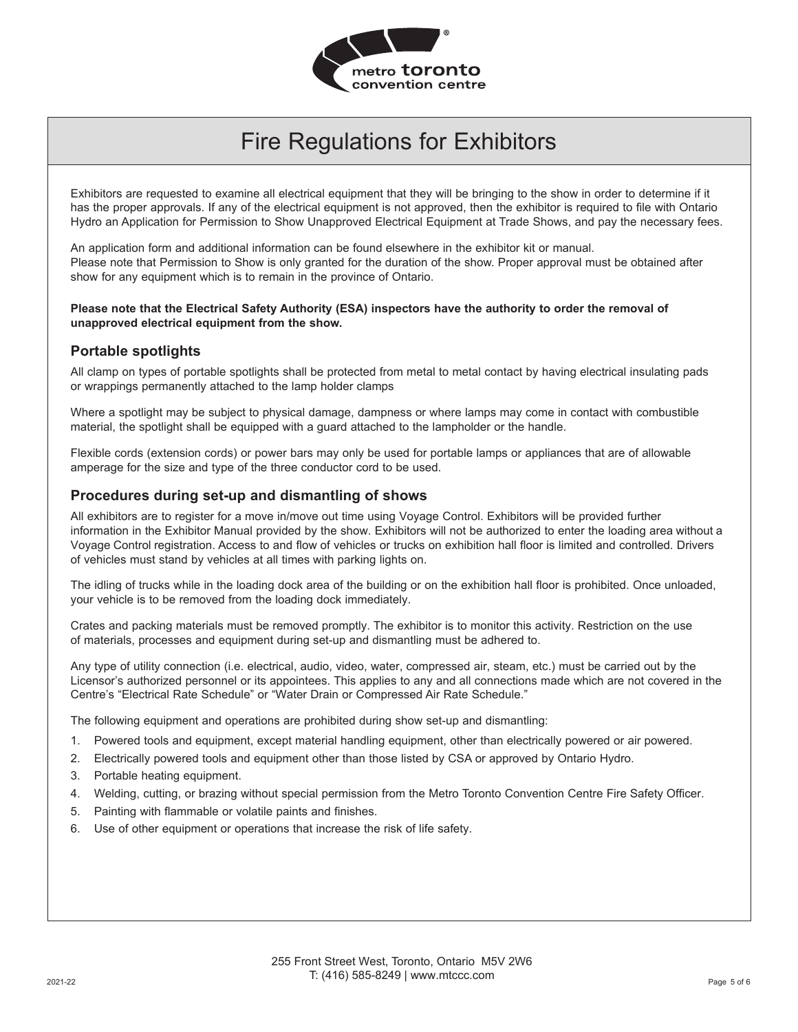# Fire Regulations for Exhibitors

Exhibitors are requested to examine all electrical equipment that they will be bringing to the show in order to determine if it has the proper approvals. If any of the electrical equipment is not approved, then the exhibitor is required to file with Ontario Hydro an Application for Permission to Show Unapproved Electrical Equipment at Trade Shows, and pay the necessary fees.

An application form and additional information can be found elsewhere in the exhibitor kit or manual.
Please note that Permission to Show is only granted for the duration of the show. Proper approval must be obtained after show for any equipment which is to remain in the province of Ontario.

**Please note that the Electrical Safety Authority (ESA) inspectors have the authority to order the removal of unapproved electrical equipment from the show.**

## Portable spotlights

All clamp on types of portable spotlights shall be protected from metal to metal contact by having electrical insulating pads or wrappings permanently attached to the lamp holder clamps

Where a spotlight may be subject to physical damage, dampness or where lamps may come in contact with combustible material, the spotlight shall be equipped with a guard attached to the lampholder or the handle.

Flexible cords (extension cords) or power bars may only be used for portable lamps or appliances that are of allowable amperage for the size and type of the three conductor cord to be used.

## Procedures during set-up and dismantling of shows

All exhibitors are to register for a move in/move out time using Voyage Control. Exhibitors will be provided further information in the Exhibitor Manual provided by the show. Exhibitors will not be authorized to enter the loading area without a Voyage Control registration. Access to and flow of vehicles or trucks on exhibition hall floor is limited and controlled. Drivers of vehicles must stand by vehicles at all times with parking lights on.

The idling of trucks while in the loading dock area of the building or on the exhibition hall floor is prohibited. Once unloaded, your vehicle is to be removed from the loading dock immediately.

Crates and packing materials must be removed promptly. The exhibitor is to monitor this activity. Restriction on the use of materials, processes and equipment during set-up and dismantling must be adhered to.

Any type of utility connection (i.e. electrical, audio, video, water, compressed air, steam, etc.) must be carried out by the Licensor's authorized personnel or its appointees. This applies to any and all connections made which are not covered in the Centre's "Electrical Rate Schedule" or "Water Drain or Compressed Air Rate Schedule."

The following equipment and operations are prohibited during show set-up and dismantling:

1. Powered tools and equipment, except material handling equipment, other than electrically powered or air powered.
2. Electrically powered tools and equipment other than those listed by CSA or approved by Ontario Hydro.
3. Portable heating equipment.
4. Welding, cutting, or brazing without special permission from the Metro Toronto Convention Centre Fire Safety Officer.
5. Painting with flammable or volatile paints and finishes.
6. Use of other equipment or operations that increase the risk of life safety.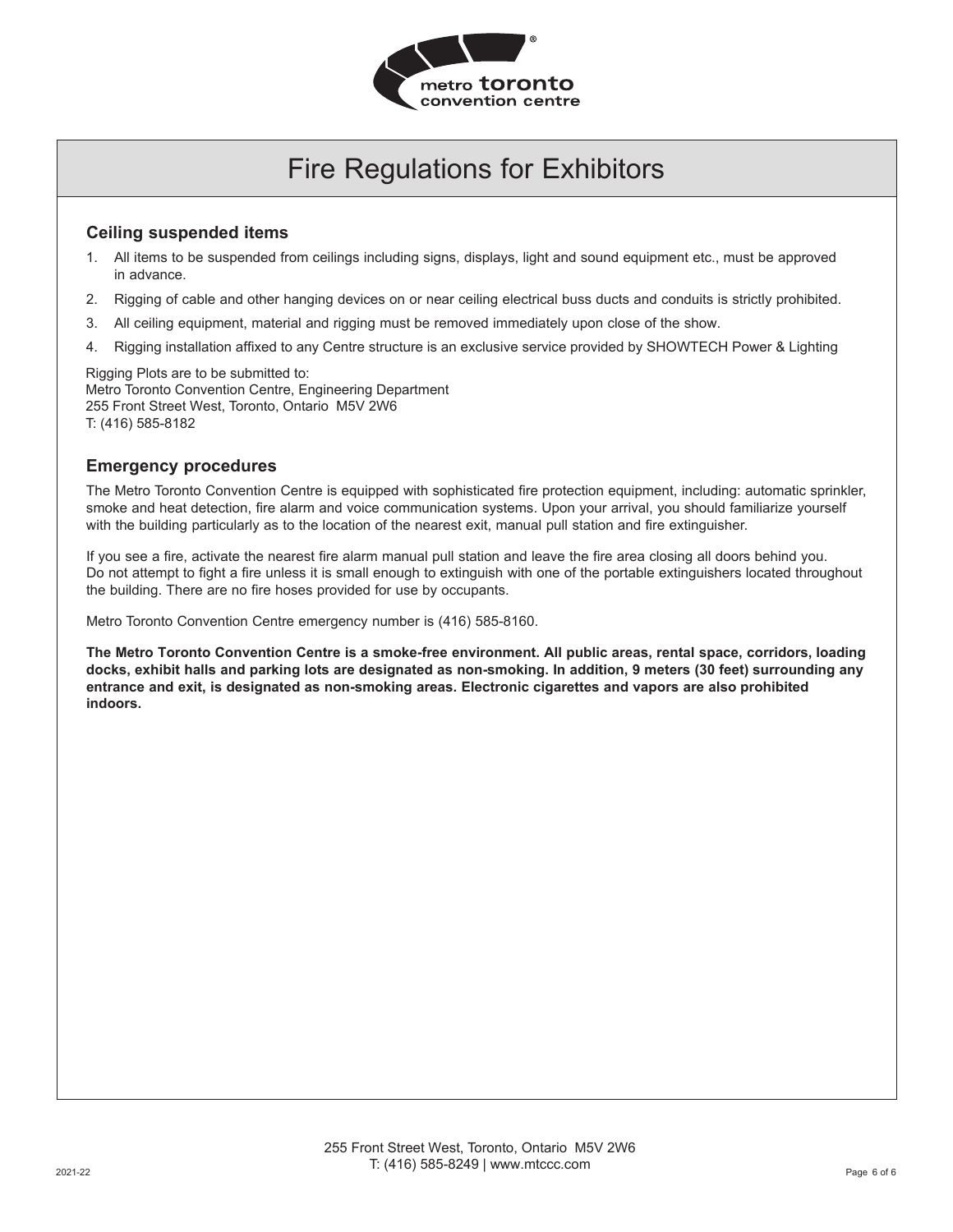# Fire Regulations for Exhibitors

## Ceiling suspended items

1. All items to be suspended from ceilings including signs, displays, light and sound equipment etc., must be approved in advance.
2. Rigging of cable and other hanging devices on or near ceiling electrical buss ducts and conduits is strictly prohibited.
3. All ceiling equipment, material and rigging must be removed immediately upon close of the show.
4. Rigging installation affixed to any Centre structure is an exclusive service provided by SHOWTECH Power & Lighting

Rigging Plots are to be submitted to:
Metro Toronto Convention Centre, Engineering Department
255 Front Street West, Toronto, Ontario M5V 2W6
T: (416) 585-8182

## Emergency procedures

The Metro Toronto Convention Centre is equipped with sophisticated fire protection equipment, including: automatic sprinkler, smoke and heat detection, fire alarm and voice communication systems. Upon your arrival, you should familiarize yourself with the building particularly as to the location of the nearest exit, manual pull station and fire extinguisher.

If you see a fire, activate the nearest fire alarm manual pull station and leave the fire area closing all doors behind you. Do not attempt to fight a fire unless it is small enough to extinguish with one of the portable extinguishers located throughout the building. There are no fire hoses provided for use by occupants.

Metro Toronto Convention Centre emergency number is (416) 585-8160.

**The Metro Toronto Convention Centre is a smoke-free environment. All public areas, rental space, corridors, loading docks, exhibit halls and parking lots are designated as non-smoking. In addition, 9 meters (30 feet) surrounding any entrance and exit, is designated as non-smoking areas. Electronic cigarettes and vapors are also prohibited indoors.**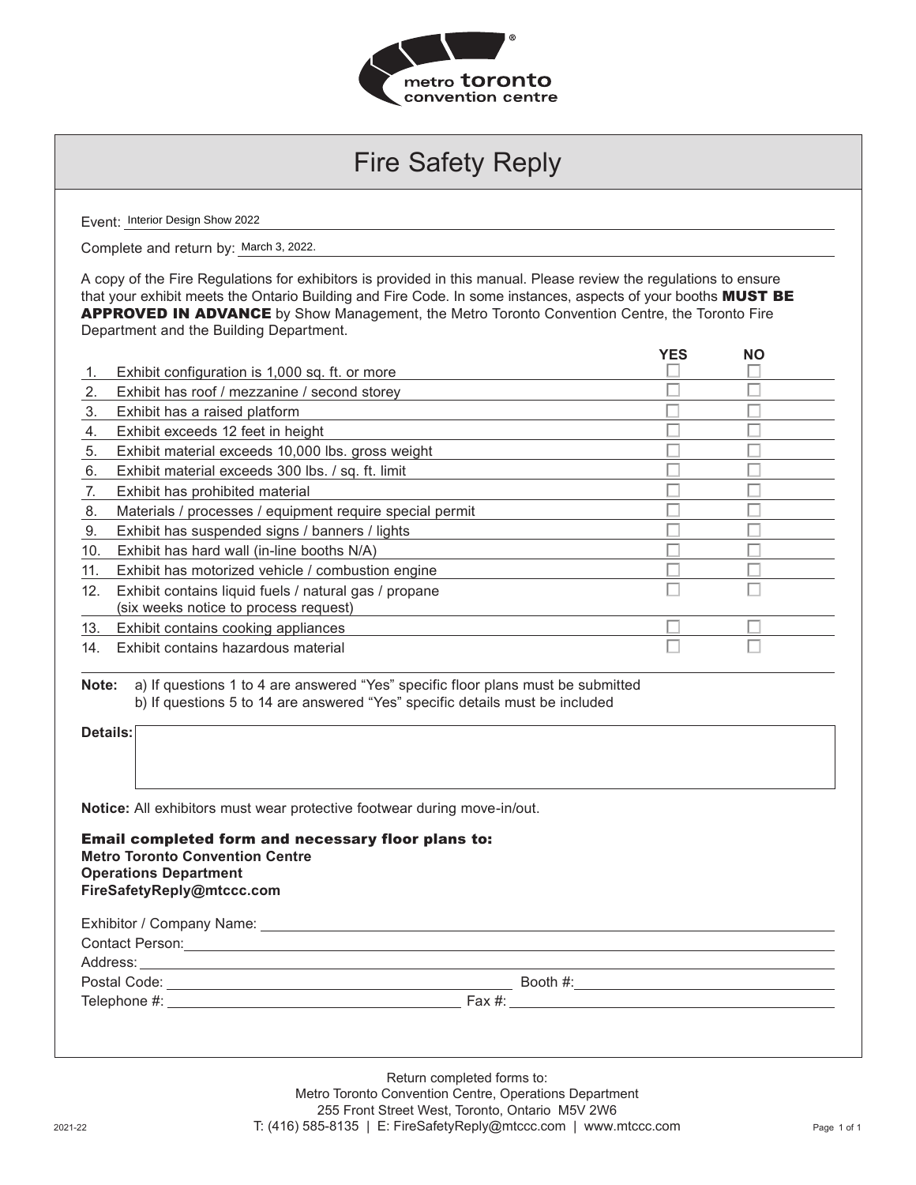metro toronto convention centre

# Fire Safety Reply

Event: Interior Design Show 2022

Complete and return by: March 3, 2022.

A copy of the Fire Regulations for exhibitors is provided in this manual. Please review the regulations to ensure that your exhibit meets the Ontario Building and Fire Code. In some instances, aspects of your booths **MUST BE APPROVED IN ADVANCE** by Show Management, the Metro Toronto Convention Centre, the Toronto Fire Department and the Building Department.

| | | YES | NO |
|---|---|---|---|
| 1. | Exhibit configuration is 1,000 sq. ft. or more | ☐ | ☐ |
| 2. | Exhibit has roof / mezzanine / second storey | ☐ | ☐ |
| 3. | Exhibit has a raised platform | ☐ | ☐ |
| 4. | Exhibit exceeds 12 feet in height | ☐ | ☐ |
| 5. | Exhibit material exceeds 10,000 lbs. gross weight | ☐ | ☐ |
| 6. | Exhibit material exceeds 300 lbs. / sq. ft. limit | ☐ | ☐ |
| 7. | Exhibit has prohibited material | ☐ | ☐ |
| 8. | Materials / processes / equipment require special permit | ☐ | ☐ |
| 9. | Exhibit has suspended signs / banners / lights | ☐ | ☐ |
| 10. | Exhibit has hard wall (in-line booths N/A) | ☐ | ☐ |
| 11. | Exhibit has motorized vehicle / combustion engine | ☐ | ☐ |
| 12. | Exhibit contains liquid fuels / natural gas / propane (six weeks notice to process request) | ☐ | ☐ |
| 13. | Exhibit contains cooking appliances | ☐ | ☐ |
| 14. | Exhibit contains hazardous material | ☐ | ☐ |

**Note:** a) If questions 1 to 4 are answered "Yes" specific floor plans must be submitted
b) If questions 5 to 14 are answered "Yes" specific details must be included

**Details:**

**Notice:** All exhibitors must wear protective footwear during move-in/out.

**Email completed form and necessary floor plans to:**
**Metro Toronto Convention Centre**
**Operations Department**
**FireSafetyReply@mtccc.com**

Exhibitor / Company Name: \_\_\_\_\_\_\_\_\_\_

Contact Person: \_\_\_\_\_\_\_\_\_\_

Address: \_\_\_\_\_\_\_\_\_\_

Postal Code: \_\_\_\_\_\_\_\_\_\_ Booth #: \_\_\_\_\_\_\_\_\_\_

Telephone #: \_\_\_\_\_\_\_\_\_\_ Fax #: \_\_\_\_\_\_\_\_\_\_

Return completed forms to:
Metro Toronto Convention Centre, Operations Department
255 Front Street West, Toronto, Ontario M5V 2W6
T: (416) 585-8135 | E: FireSafetyReply@mtccc.com | www.mtccc.com

2021-22